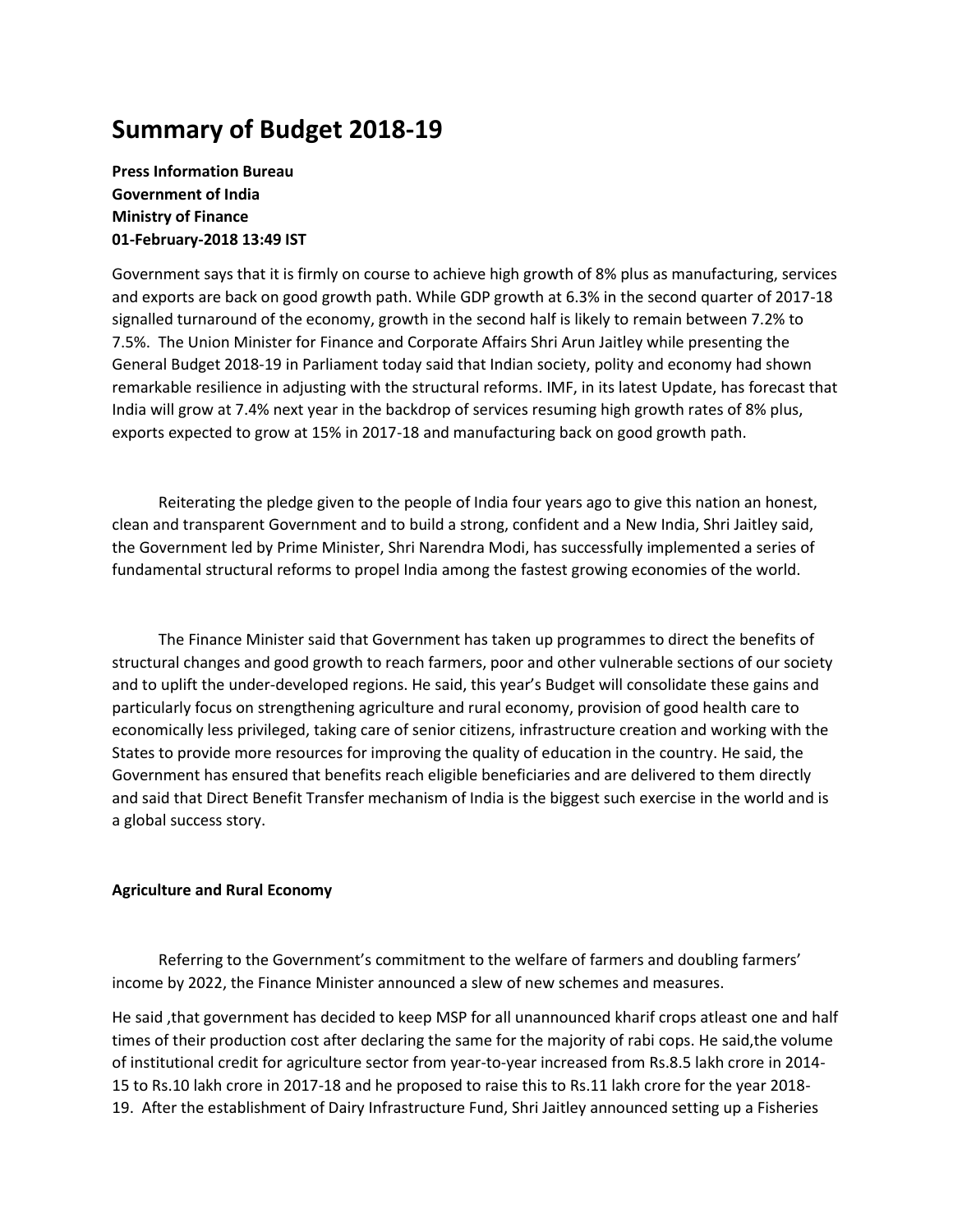# Summary of Budget 2018-19

**Press Information Bureau**
**Government of India**
**Ministry of Finance**
**01-February-2018 13:49 IST**

Government says that it is firmly on course to achieve high growth of 8% plus as manufacturing, services and exports are back on good growth path. While GDP growth at 6.3% in the second quarter of 2017-18 signalled turnaround of the economy, growth in the second half is likely to remain between 7.2% to 7.5%. The Union Minister for Finance and Corporate Affairs Shri Arun Jaitley while presenting the General Budget 2018-19 in Parliament today said that Indian society, polity and economy had shown remarkable resilience in adjusting with the structural reforms. IMF, in its latest Update, has forecast that India will grow at 7.4% next year in the backdrop of services resuming high growth rates of 8% plus, exports expected to grow at 15% in 2017-18 and manufacturing back on good growth path.

Reiterating the pledge given to the people of India four years ago to give this nation an honest, clean and transparent Government and to build a strong, confident and a New India, Shri Jaitley said, the Government led by Prime Minister, Shri Narendra Modi, has successfully implemented a series of fundamental structural reforms to propel India among the fastest growing economies of the world.

The Finance Minister said that Government has taken up programmes to direct the benefits of structural changes and good growth to reach farmers, poor and other vulnerable sections of our society and to uplift the under-developed regions. He said, this year's Budget will consolidate these gains and particularly focus on strengthening agriculture and rural economy, provision of good health care to economically less privileged, taking care of senior citizens, infrastructure creation and working with the States to provide more resources for improving the quality of education in the country. He said, the Government has ensured that benefits reach eligible beneficiaries and are delivered to them directly and said that Direct Benefit Transfer mechanism of India is the biggest such exercise in the world and is a global success story.

**Agriculture and Rural Economy**

Referring to the Government's commitment to the welfare of farmers and doubling farmers' income by 2022, the Finance Minister announced a slew of new schemes and measures.

He said ,that government has decided to keep MSP for all unannounced kharif crops atleast one and half times of their production cost after declaring the same for the majority of rabi cops. He said,the volume of institutional credit for agriculture sector from year-to-year increased from Rs.8.5 lakh crore in 2014-15 to Rs.10 lakh crore in 2017-18 and he proposed to raise this to Rs.11 lakh crore for the year 2018-19. After the establishment of Dairy Infrastructure Fund, Shri Jaitley announced setting up a Fisheries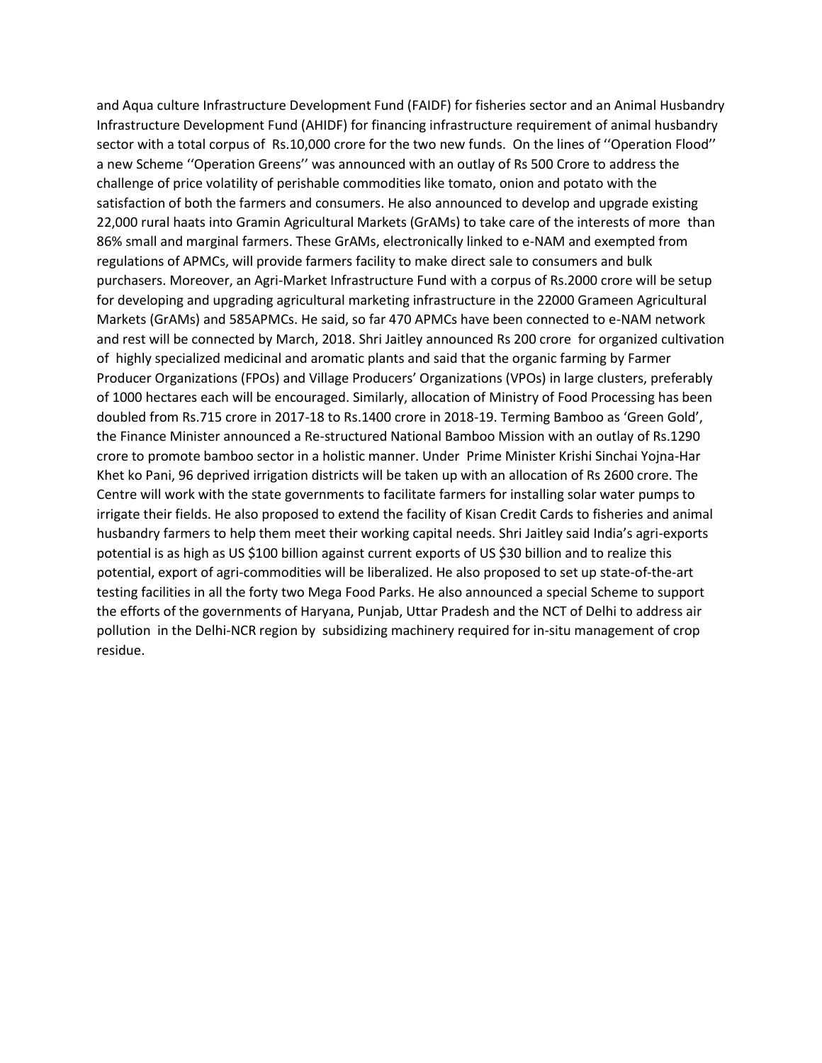and Aqua culture Infrastructure Development Fund (FAIDF) for fisheries sector and an Animal Husbandry Infrastructure Development Fund (AHIDF) for financing infrastructure requirement of animal husbandry sector with a total corpus of Rs.10,000 crore for the two new funds. On the lines of ''Operation Flood'' a new Scheme ''Operation Greens'' was announced with an outlay of Rs 500 Crore to address the challenge of price volatility of perishable commodities like tomato, onion and potato with the satisfaction of both the farmers and consumers. He also announced to develop and upgrade existing 22,000 rural haats into Gramin Agricultural Markets (GrAMs) to take care of the interests of more than 86% small and marginal farmers. These GrAMs, electronically linked to e-NAM and exempted from regulations of APMCs, will provide farmers facility to make direct sale to consumers and bulk purchasers. Moreover, an Agri-Market Infrastructure Fund with a corpus of Rs.2000 crore will be setup for developing and upgrading agricultural marketing infrastructure in the 22000 Grameen Agricultural Markets (GrAMs) and 585APMCs. He said, so far 470 APMCs have been connected to e-NAM network and rest will be connected by March, 2018. Shri Jaitley announced Rs 200 crore for organized cultivation of highly specialized medicinal and aromatic plants and said that the organic farming by Farmer Producer Organizations (FPOs) and Village Producers' Organizations (VPOs) in large clusters, preferably of 1000 hectares each will be encouraged. Similarly, allocation of Ministry of Food Processing has been doubled from Rs.715 crore in 2017-18 to Rs.1400 crore in 2018-19. Terming Bamboo as 'Green Gold', the Finance Minister announced a Re-structured National Bamboo Mission with an outlay of Rs.1290 crore to promote bamboo sector in a holistic manner. Under Prime Minister Krishi Sinchai Yojna-Har Khet ko Pani, 96 deprived irrigation districts will be taken up with an allocation of Rs 2600 crore. The Centre will work with the state governments to facilitate farmers for installing solar water pumps to irrigate their fields. He also proposed to extend the facility of Kisan Credit Cards to fisheries and animal husbandry farmers to help them meet their working capital needs. Shri Jaitley said India's agri-exports potential is as high as US $100 billion against current exports of US $30 billion and to realize this potential, export of agri-commodities will be liberalized. He also proposed to set up state-of-the-art testing facilities in all the forty two Mega Food Parks. He also announced a special Scheme to support the efforts of the governments of Haryana, Punjab, Uttar Pradesh and the NCT of Delhi to address air pollution in the Delhi-NCR region by subsidizing machinery required for in-situ management of crop residue.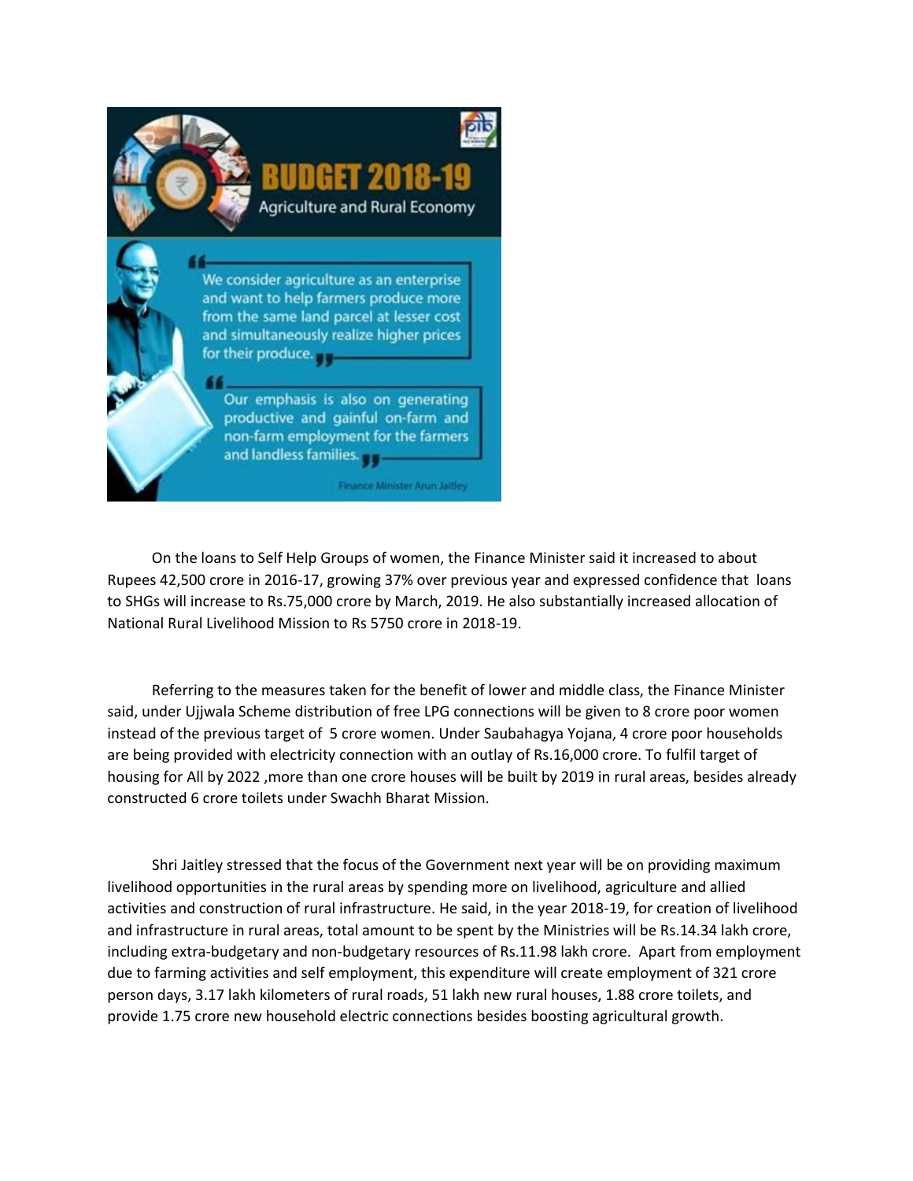# BUDGET 2018-19

Agriculture and Rural Economy

> We consider agriculture as an enterprise and want to help farmers produce more from the same land parcel at lesser cost and simultaneously realize higher prices for their produce.

> Our emphasis is also on generating productive and gainful on-farm and non-farm employment for the farmers and landless families.

Finance Minister Arun Jaitley

On the loans to Self Help Groups of women, the Finance Minister said it increased to about Rupees 42,500 crore in 2016-17, growing 37% over previous year and expressed confidence that loans to SHGs will increase to Rs.75,000 crore by March, 2019. He also substantially increased allocation of National Rural Livelihood Mission to Rs 5750 crore in 2018-19.

Referring to the measures taken for the benefit of lower and middle class, the Finance Minister said, under Ujjwala Scheme distribution of free LPG connections will be given to 8 crore poor women instead of the previous target of 5 crore women. Under Saubahagya Yojana, 4 crore poor households are being provided with electricity connection with an outlay of Rs.16,000 crore. To fulfil target of housing for All by 2022 ,more than one crore houses will be built by 2019 in rural areas, besides already constructed 6 crore toilets under Swachh Bharat Mission.

Shri Jaitley stressed that the focus of the Government next year will be on providing maximum livelihood opportunities in the rural areas by spending more on livelihood, agriculture and allied activities and construction of rural infrastructure. He said, in the year 2018-19, for creation of livelihood and infrastructure in rural areas, total amount to be spent by the Ministries will be Rs.14.34 lakh crore, including extra-budgetary and non-budgetary resources of Rs.11.98 lakh crore. Apart from employment due to farming activities and self employment, this expenditure will create employment of 321 crore person days, 3.17 lakh kilometers of rural roads, 51 lakh new rural houses, 1.88 crore toilets, and provide 1.75 crore new household electric connections besides boosting agricultural growth.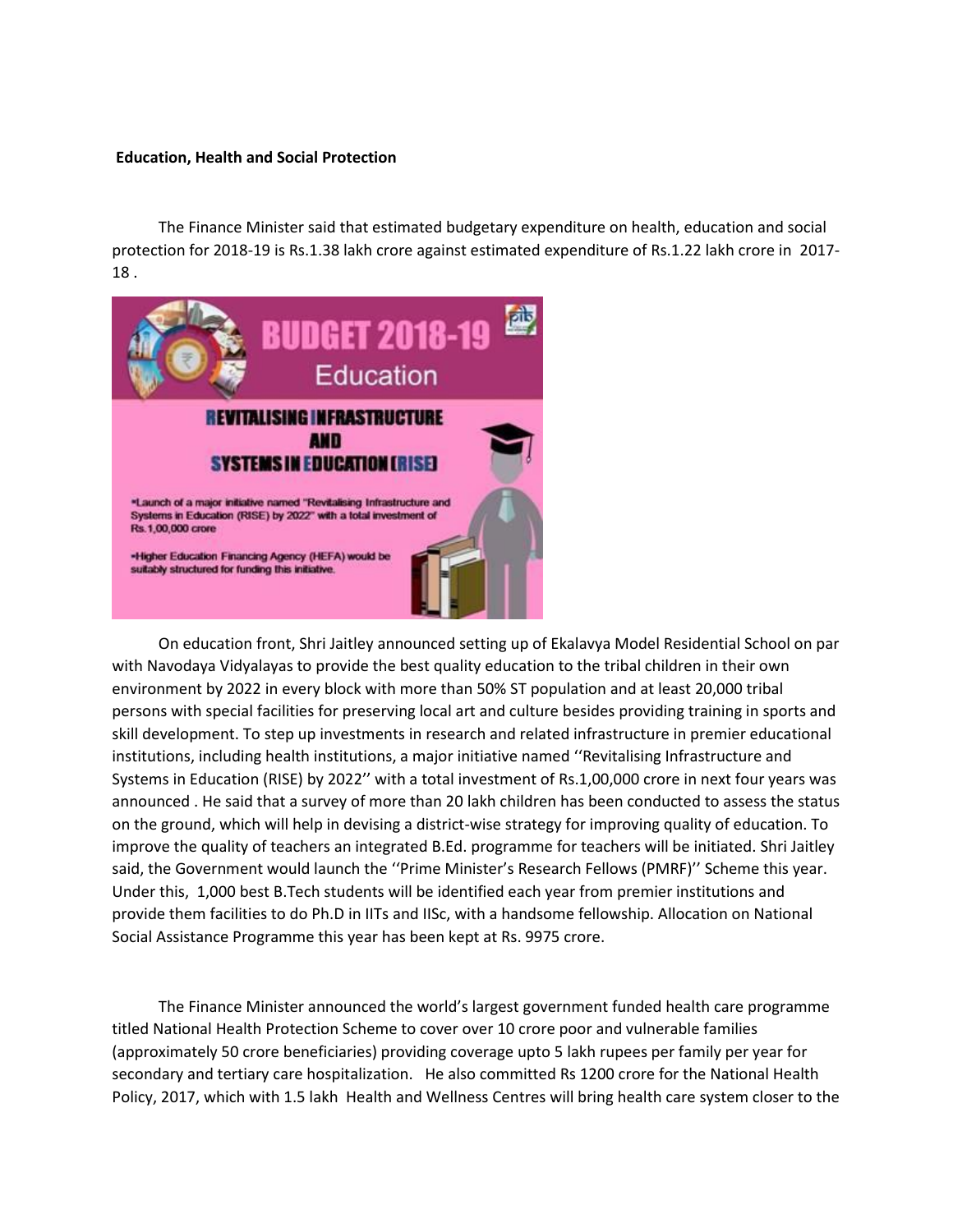**Education, Health and Social Protection**

The Finance Minister said that estimated budgetary expenditure on health, education and social protection for 2018-19 is Rs.1.38 lakh crore against estimated expenditure of Rs.1.22 lakh crore in 2017-18 .

**BUDGET 2018-19**

**Education**

**REVITALISING INFRASTRUCTURE AND SYSTEMS IN EDUCATION (RISE)**

- Launch of a major initiative named "Revitalising Infrastructure and Systems in Education (RISE) by 2022" with a total investment of Rs.1,00,000 crore
- Higher Education Financing Agency (HEFA) would be suitably structured for funding this initiative.

On education front, Shri Jaitley announced setting up of Ekalavya Model Residential School on par with Navodaya Vidyalayas to provide the best quality education to the tribal children in their own environment by 2022 in every block with more than 50% ST population and at least 20,000 tribal persons with special facilities for preserving local art and culture besides providing training in sports and skill development. To step up investments in research and related infrastructure in premier educational institutions, including health institutions, a major initiative named ''Revitalising Infrastructure and Systems in Education (RISE) by 2022'' with a total investment of Rs.1,00,000 crore in next four years was announced . He said that a survey of more than 20 lakh children has been conducted to assess the status on the ground, which will help in devising a district-wise strategy for improving quality of education. To improve the quality of teachers an integrated B.Ed. programme for teachers will be initiated. Shri Jaitley said, the Government would launch the ''Prime Minister's Research Fellows (PMRF)'' Scheme this year. Under this, 1,000 best B.Tech students will be identified each year from premier institutions and provide them facilities to do Ph.D in IITs and IISc, with a handsome fellowship. Allocation on National Social Assistance Programme this year has been kept at Rs. 9975 crore.

The Finance Minister announced the world's largest government funded health care programme titled National Health Protection Scheme to cover over 10 crore poor and vulnerable families (approximately 50 crore beneficiaries) providing coverage upto 5 lakh rupees per family per year for secondary and tertiary care hospitalization. He also committed Rs 1200 crore for the National Health Policy, 2017, which with 1.5 lakh Health and Wellness Centres will bring health care system closer to the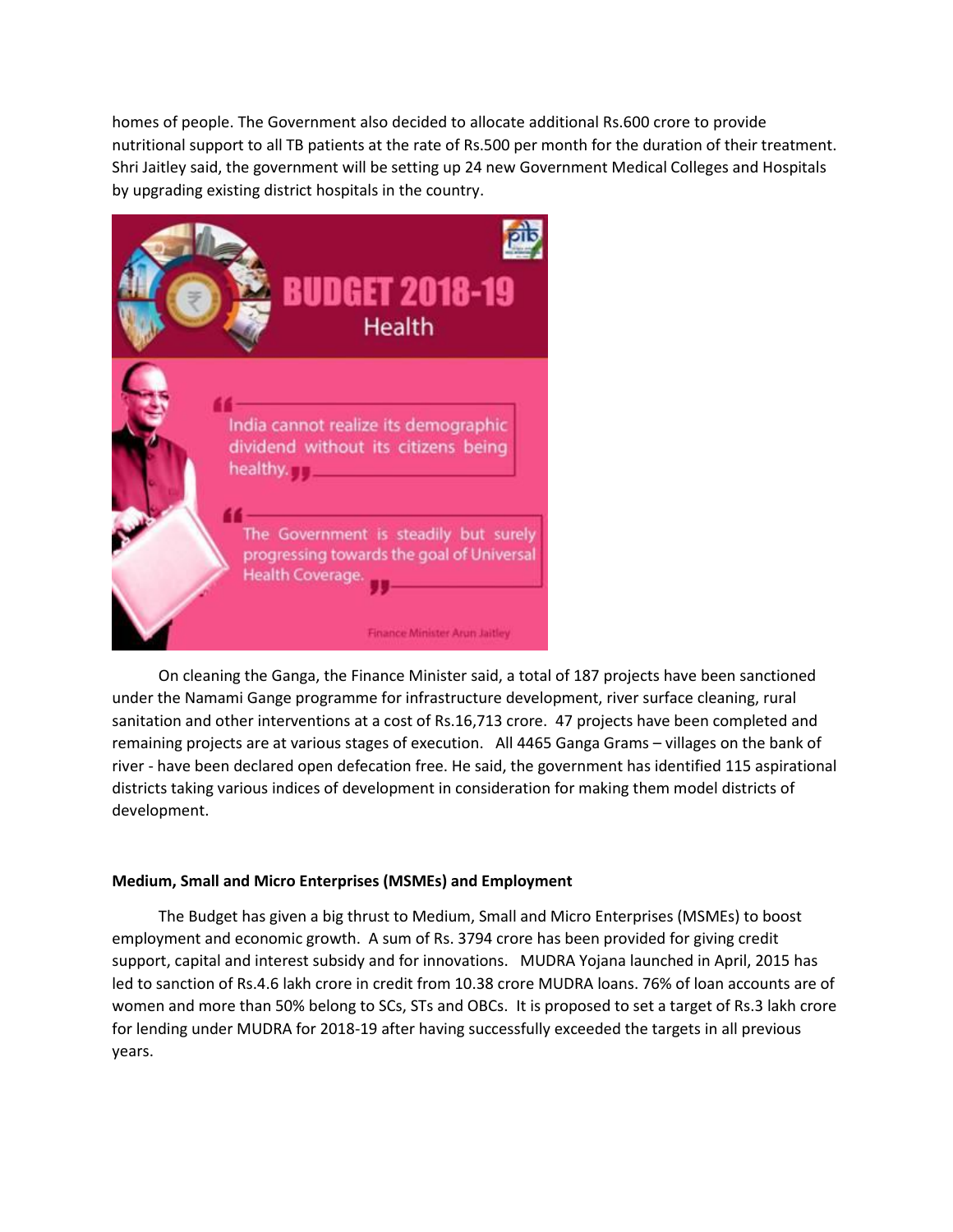homes of people. The Government also decided to allocate additional Rs.600 crore to provide nutritional support to all TB patients at the rate of Rs.500 per month for the duration of their treatment. Shri Jaitley said, the government will be setting up 24 new Government Medical Colleges and Hospitals by upgrading existing district hospitals in the country.

On cleaning the Ganga, the Finance Minister said, a total of 187 projects have been sanctioned under the Namami Gange programme for infrastructure development, river surface cleaning, rural sanitation and other interventions at a cost of Rs.16,713 crore. 47 projects have been completed and remaining projects are at various stages of execution. All 4465 Ganga Grams – villages on the bank of river - have been declared open defecation free. He said, the government has identified 115 aspirational districts taking various indices of development in consideration for making them model districts of development.

**Medium, Small and Micro Enterprises (MSMEs) and Employment**

The Budget has given a big thrust to Medium, Small and Micro Enterprises (MSMEs) to boost employment and economic growth. A sum of Rs. 3794 crore has been provided for giving credit support, capital and interest subsidy and for innovations. MUDRA Yojana launched in April, 2015 has led to sanction of Rs.4.6 lakh crore in credit from 10.38 crore MUDRA loans. 76% of loan accounts are of women and more than 50% belong to SCs, STs and OBCs. It is proposed to set a target of Rs.3 lakh crore for lending under MUDRA for 2018-19 after having successfully exceeded the targets in all previous years.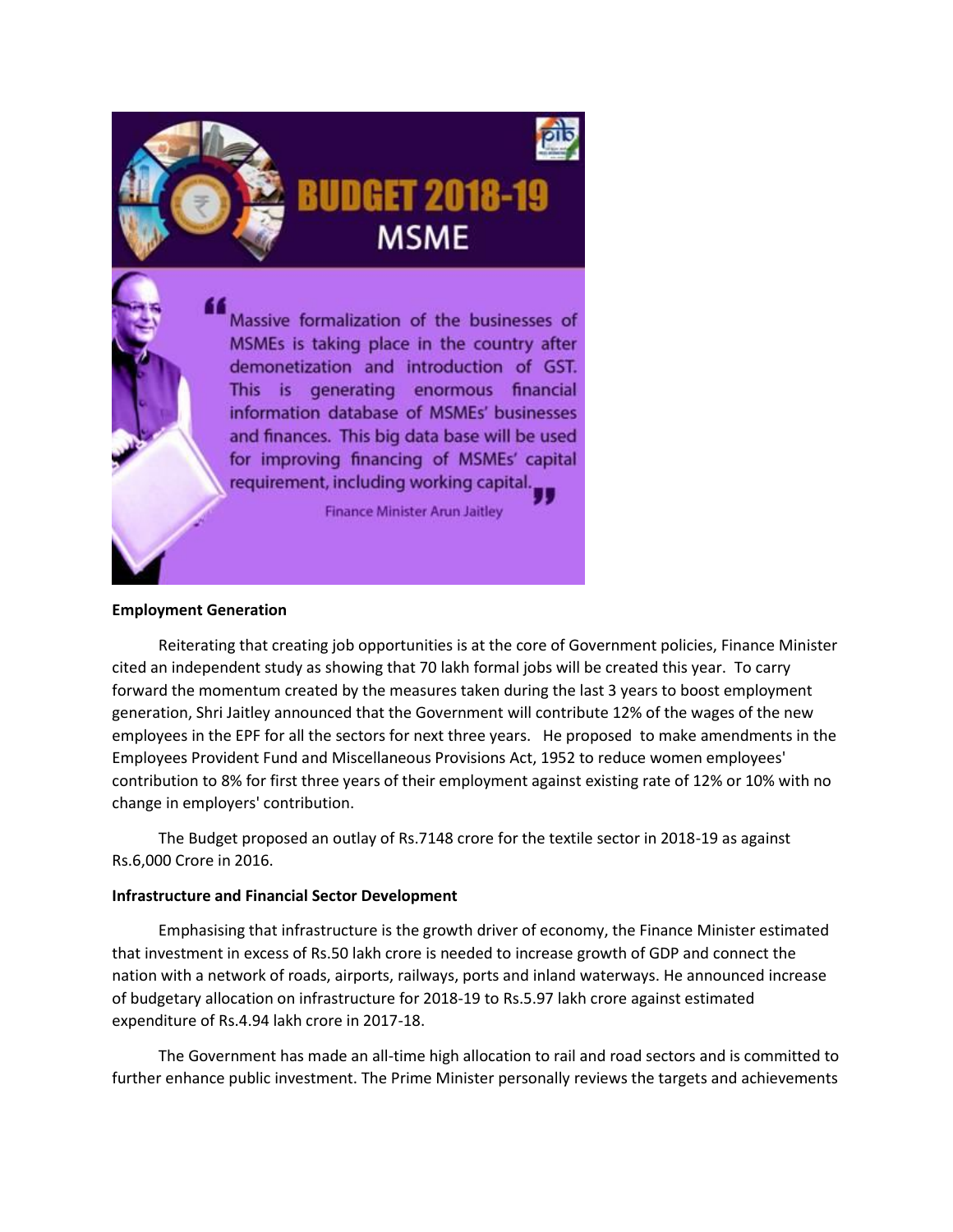# BUDGET 2018-19

## MSME

> "Massive formalization of the businesses of MSMEs is taking place in the country after demonetization and introduction of GST. This is generating enormous financial information database of MSMEs' businesses and finances. This big data base will be used for improving financing of MSMEs' capital requirement, including working capital."
>
> Finance Minister Arun Jaitley

**Employment Generation**

Reiterating that creating job opportunities is at the core of Government policies, Finance Minister cited an independent study as showing that 70 lakh formal jobs will be created this year. To carry forward the momentum created by the measures taken during the last 3 years to boost employment generation, Shri Jaitley announced that the Government will contribute 12% of the wages of the new employees in the EPF for all the sectors for next three years. He proposed to make amendments in the Employees Provident Fund and Miscellaneous Provisions Act, 1952 to reduce women employees' contribution to 8% for first three years of their employment against existing rate of 12% or 10% with no change in employers' contribution.

The Budget proposed an outlay of Rs.7148 crore for the textile sector in 2018-19 as against Rs.6,000 Crore in 2016.

**Infrastructure and Financial Sector Development**

Emphasising that infrastructure is the growth driver of economy, the Finance Minister estimated that investment in excess of Rs.50 lakh crore is needed to increase growth of GDP and connect the nation with a network of roads, airports, railways, ports and inland waterways. He announced increase of budgetary allocation on infrastructure for 2018-19 to Rs.5.97 lakh crore against estimated expenditure of Rs.4.94 lakh crore in 2017-18.

The Government has made an all-time high allocation to rail and road sectors and is committed to further enhance public investment. The Prime Minister personally reviews the targets and achievements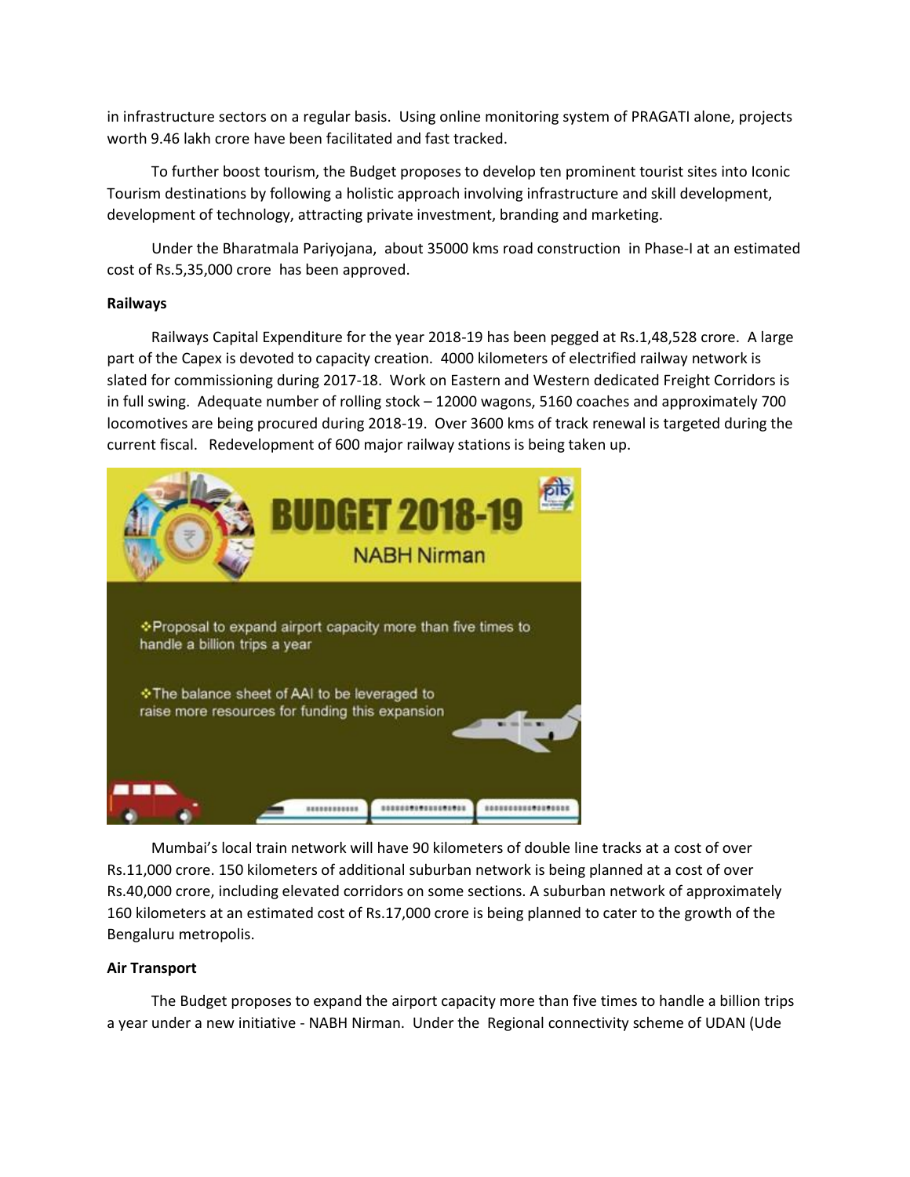in infrastructure sectors on a regular basis. Using online monitoring system of PRAGATI alone, projects worth 9.46 lakh crore have been facilitated and fast tracked.

To further boost tourism, the Budget proposes to develop ten prominent tourist sites into Iconic Tourism destinations by following a holistic approach involving infrastructure and skill development, development of technology, attracting private investment, branding and marketing.

Under the Bharatmala Pariyojana, about 35000 kms road construction in Phase-I at an estimated cost of Rs.5,35,000 crore has been approved.

**Railways**

Railways Capital Expenditure for the year 2018-19 has been pegged at Rs.1,48,528 crore. A large part of the Capex is devoted to capacity creation. 4000 kilometers of electrified railway network is slated for commissioning during 2017-18. Work on Eastern and Western dedicated Freight Corridors is in full swing. Adequate number of rolling stock – 12000 wagons, 5160 coaches and approximately 700 locomotives are being procured during 2018-19. Over 3600 kms of track renewal is targeted during the current fiscal. Redevelopment of 600 major railway stations is being taken up.

**BUDGET 2018-19**

NABH Nirman

- Proposal to expand airport capacity more than five times to handle a billion trips a year
- The balance sheet of AAI to be leveraged to raise more resources for funding this expansion

Mumbai's local train network will have 90 kilometers of double line tracks at a cost of over Rs.11,000 crore. 150 kilometers of additional suburban network is being planned at a cost of over Rs.40,000 crore, including elevated corridors on some sections. A suburban network of approximately 160 kilometers at an estimated cost of Rs.17,000 crore is being planned to cater to the growth of the Bengaluru metropolis.

**Air Transport**

The Budget proposes to expand the airport capacity more than five times to handle a billion trips a year under a new initiative - NABH Nirman. Under the Regional connectivity scheme of UDAN (Ude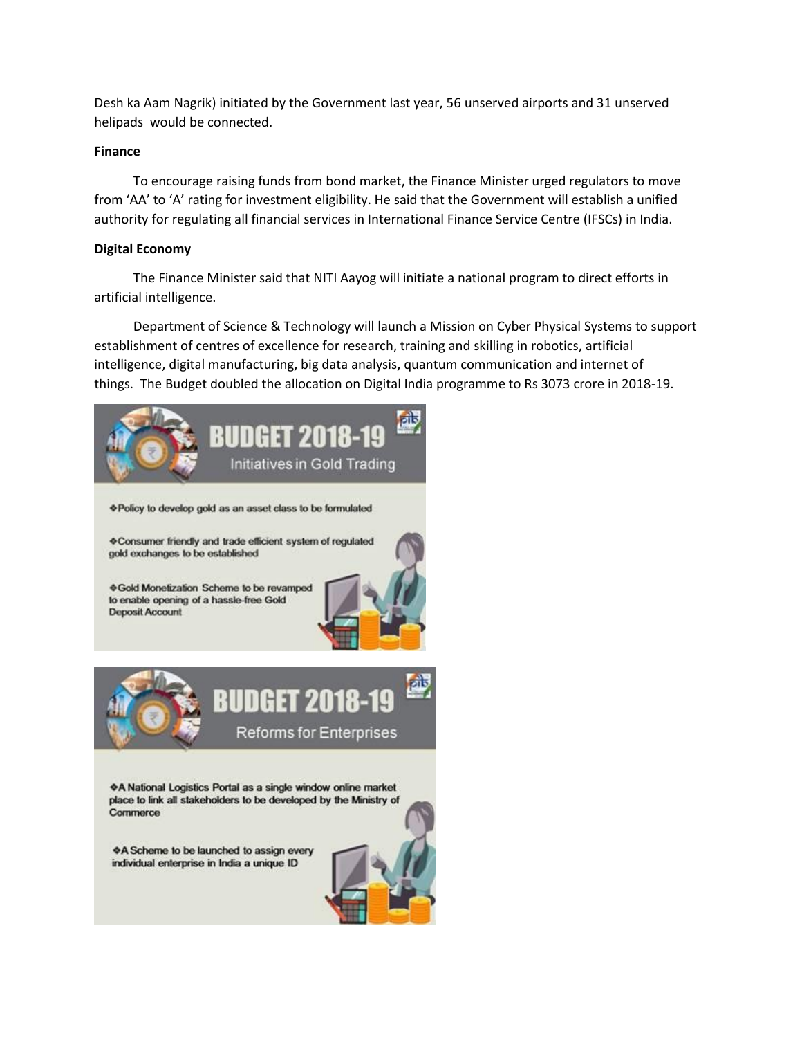Desh ka Aam Nagrik) initiated by the Government last year, 56 unserved airports and 31 unserved helipads would be connected.

**Finance**

To encourage raising funds from bond market, the Finance Minister urged regulators to move from 'AA' to 'A' rating for investment eligibility. He said that the Government will establish a unified authority for regulating all financial services in International Finance Service Centre (IFSCs) in India.

**Digital Economy**

The Finance Minister said that NITI Aayog will initiate a national program to direct efforts in artificial intelligence.

Department of Science & Technology will launch a Mission on Cyber Physical Systems to support establishment of centres of excellence for research, training and skilling in robotics, artificial intelligence, digital manufacturing, big data analysis, quantum communication and internet of things. The Budget doubled the allocation on Digital India programme to Rs 3073 crore in 2018-19.

**BUDGET 2018-19**

Initiatives in Gold Trading

- Policy to develop gold as an asset class to be formulated
- Consumer friendly and trade efficient system of regulated gold exchanges to be established
- Gold Monetization Scheme to be revamped to enable opening of a hassle-free Gold Deposit Account

**BUDGET 2018-19**

Reforms for Enterprises

- A National Logistics Portal as a single window online market place to link all stakeholders to be developed by the Ministry of Commerce
- A Scheme to be launched to assign every individual enterprise in India a unique ID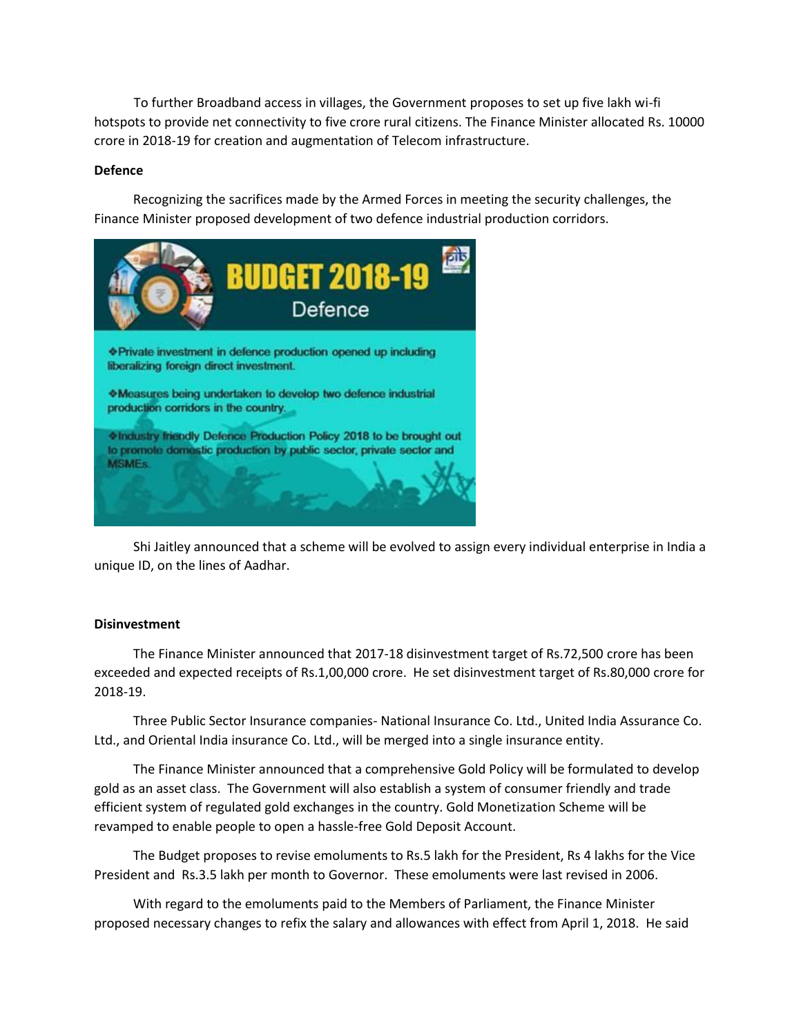To further Broadband access in villages, the Government proposes to set up five lakh wi-fi hotspots to provide net connectivity to five crore rural citizens. The Finance Minister allocated Rs. 10000 crore in 2018-19 for creation and augmentation of Telecom infrastructure.

**Defence**

Recognizing the sacrifices made by the Armed Forces in meeting the security challenges, the Finance Minister proposed development of two defence industrial production corridors.

**BUDGET 2018-19**

Defence

- Private investment in defence production opened up including liberalizing foreign direct investment.
- Measures being undertaken to develop two defence industrial production corridors in the country.
- Industry friendly Defence Production Policy 2018 to be brought out to promote domestic production by public sector, private sector and MSMEs.

Shi Jaitley announced that a scheme will be evolved to assign every individual enterprise in India a unique ID, on the lines of Aadhar.

**Disinvestment**

The Finance Minister announced that 2017-18 disinvestment target of Rs.72,500 crore has been exceeded and expected receipts of Rs.1,00,000 crore. He set disinvestment target of Rs.80,000 crore for 2018-19.

Three Public Sector Insurance companies- National Insurance Co. Ltd., United India Assurance Co. Ltd., and Oriental India insurance Co. Ltd., will be merged into a single insurance entity.

The Finance Minister announced that a comprehensive Gold Policy will be formulated to develop gold as an asset class. The Government will also establish a system of consumer friendly and trade efficient system of regulated gold exchanges in the country. Gold Monetization Scheme will be revamped to enable people to open a hassle-free Gold Deposit Account.

The Budget proposes to revise emoluments to Rs.5 lakh for the President, Rs 4 lakhs for the Vice President and Rs.3.5 lakh per month to Governor. These emoluments were last revised in 2006.

With regard to the emoluments paid to the Members of Parliament, the Finance Minister proposed necessary changes to refix the salary and allowances with effect from April 1, 2018. He said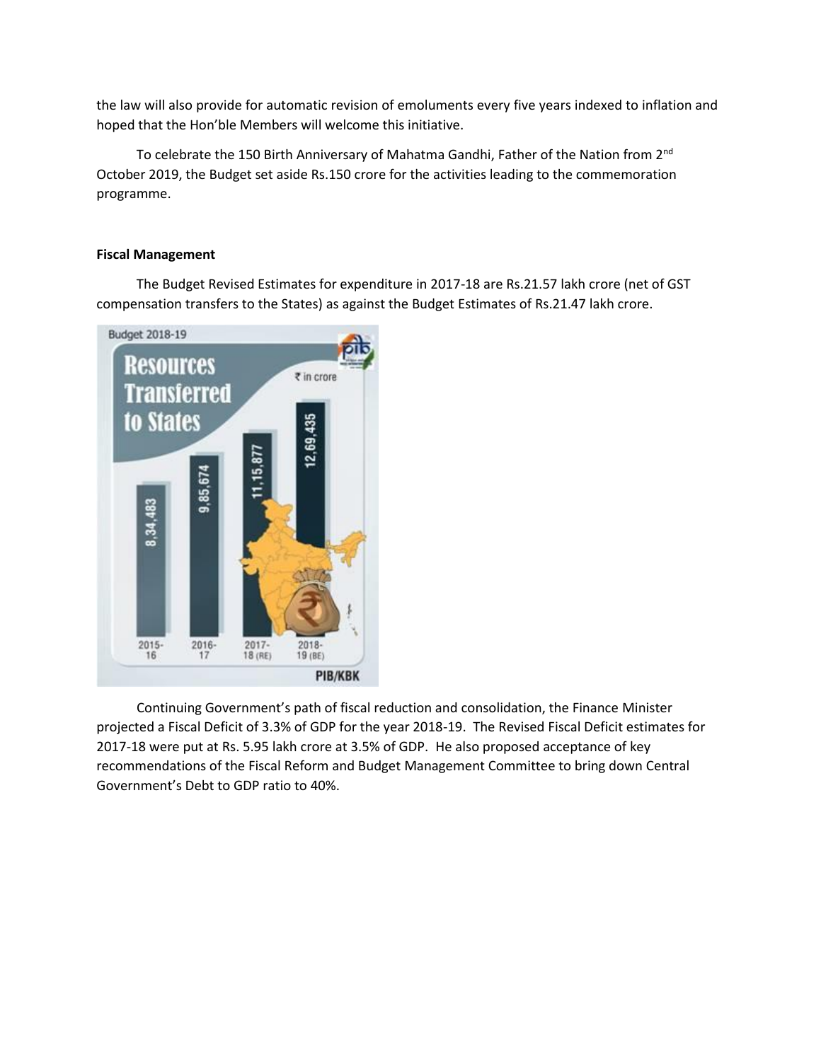the law will also provide for automatic revision of emoluments every five years indexed to inflation and hoped that the Hon'ble Members will welcome this initiative.

To celebrate the 150 Birth Anniversary of Mahatma Gandhi, Father of the Nation from 2nd October 2019, the Budget set aside Rs.150 crore for the activities leading to the commemoration programme.

**Fiscal Management**

The Budget Revised Estimates for expenditure in 2017-18 are Rs.21.57 lakh crore (net of GST compensation transfers to the States) as against the Budget Estimates of Rs.21.47 lakh crore.

Continuing Government's path of fiscal reduction and consolidation, the Finance Minister projected a Fiscal Deficit of 3.3% of GDP for the year 2018-19. The Revised Fiscal Deficit estimates for 2017-18 were put at Rs. 5.95 lakh crore at 3.5% of GDP. He also proposed acceptance of key recommendations of the Fiscal Reform and Budget Management Committee to bring down Central Government's Debt to GDP ratio to 40%.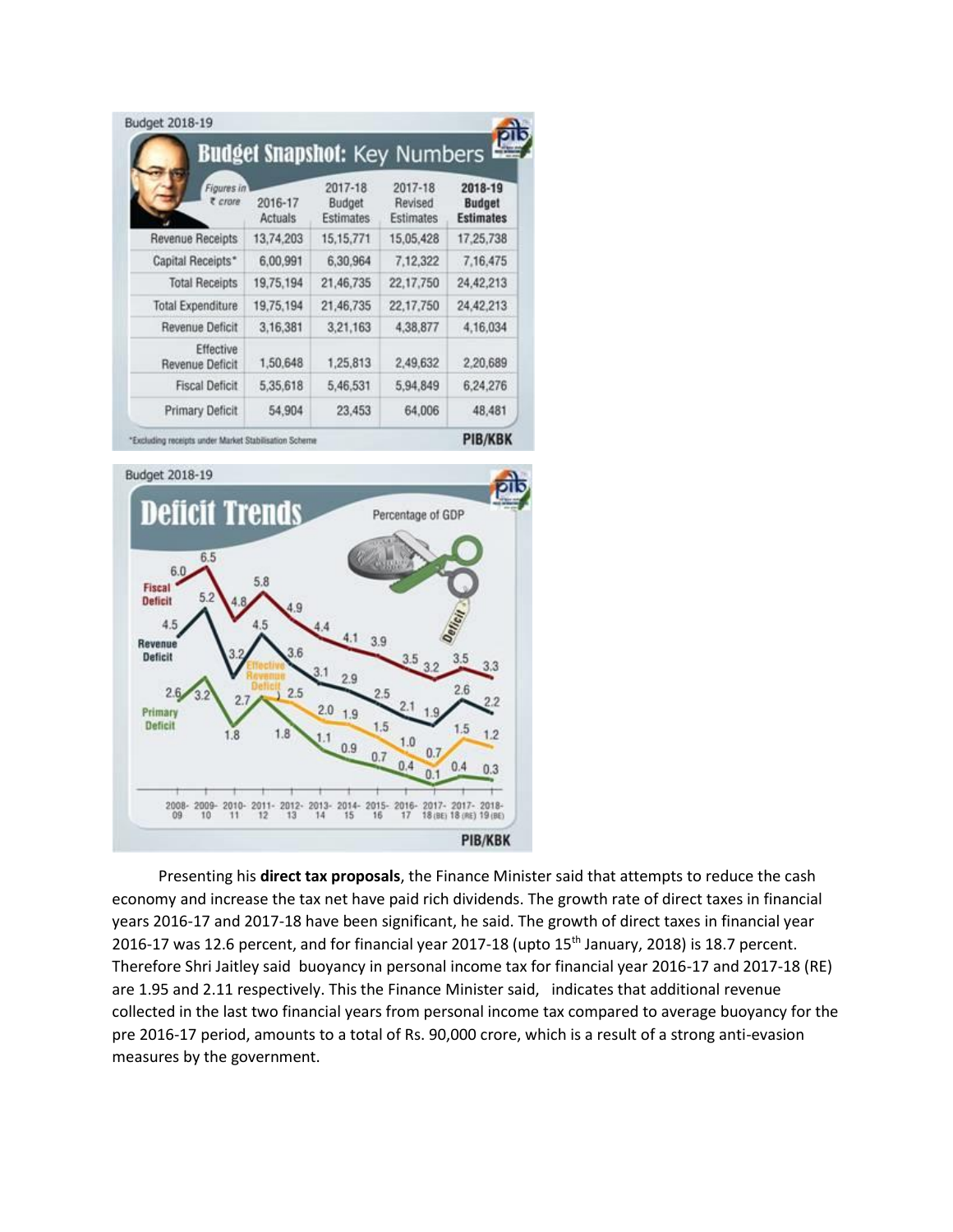Budget 2018-19

## Budget Snapshot: Key Numbers

| Figures in ₹ crore | 2016-17 Actuals | 2017-18 Budget Estimates | 2017-18 Revised Estimates | 2018-19 Budget Estimates |
|---|---|---|---|---|
| Revenue Receipts | 13,74,203 | 15,15,771 | 15,05,428 | 17,25,738 |
| Capital Receipts* | 6,00,991 | 6,30,964 | 7,12,322 | 7,16,475 |
| Total Receipts | 19,75,194 | 21,46,735 | 22,17,750 | 24,42,213 |
| Total Expenditure | 19,75,194 | 21,46,735 | 22,17,750 | 24,42,213 |
| Revenue Deficit | 3,16,381 | 3,21,163 | 4,38,877 | 4,16,034 |
| Effective Revenue Deficit | 1,50,648 | 1,25,813 | 2,49,632 | 2,20,689 |
| Fiscal Deficit | 5,35,618 | 5,46,531 | 5,94,849 | 6,24,276 |
| Primary Deficit | 54,904 | 23,453 | 64,006 | 48,481 |

*Excluding receipts under Market Stabilisation Scheme

PIB/KBK

Budget 2018-19

## Deficit Trends

Percentage of GDP

| Year | Fiscal Deficit | Revenue Deficit | Effective Revenue Deficit | Primary Deficit |
|---|---|---|---|---|
| 2008-09 | 6.0 | 4.5 | | 2.6 |
| 2009-10 | 6.5 | 5.2 | | 3.2 |
| 2010-11 | 4.8 | 3.2 | | 1.8 |
| 2011-12 | 5.8 | 4.5 | 2.7 | 2.7 |
| 2012-13 | 4.9 | 3.6 | 2.5 | 1.8 |
| 2013-14 | 4.4 | 3.1 | 2.0 | 1.1 |
| 2014-15 | 4.1 | 2.9 | 1.9 | 0.9 |
| 2015-16 | 3.9 | 2.5 | 1.5 | 0.7 |
| 2016-17 | 3.5 | 2.1 | 1.0 | 0.4 |
| 2017-18 (BE) | 3.2 | 1.9 | 0.7 | 0.1 |
| 2017-18 (RE) | 3.5 | 2.6 | 1.5 | 0.4 |
| 2018-19 (BE) | 3.3 | 2.2 | 1.2 | 0.3 |

PIB/KBK

Presenting his **direct tax proposals**, the Finance Minister said that attempts to reduce the cash economy and increase the tax net have paid rich dividends. The growth rate of direct taxes in financial years 2016-17 and 2017-18 have been significant, he said. The growth of direct taxes in financial year 2016-17 was 12.6 percent, and for financial year 2017-18 (upto 15th January, 2018) is 18.7 percent. Therefore Shri Jaitley said buoyancy in personal income tax for financial year 2016-17 and 2017-18 (RE) are 1.95 and 2.11 respectively. This the Finance Minister said, indicates that additional revenue collected in the last two financial years from personal income tax compared to average buoyancy for the pre 2016-17 period, amounts to a total of Rs. 90,000 crore, which is a result of a strong anti-evasion measures by the government.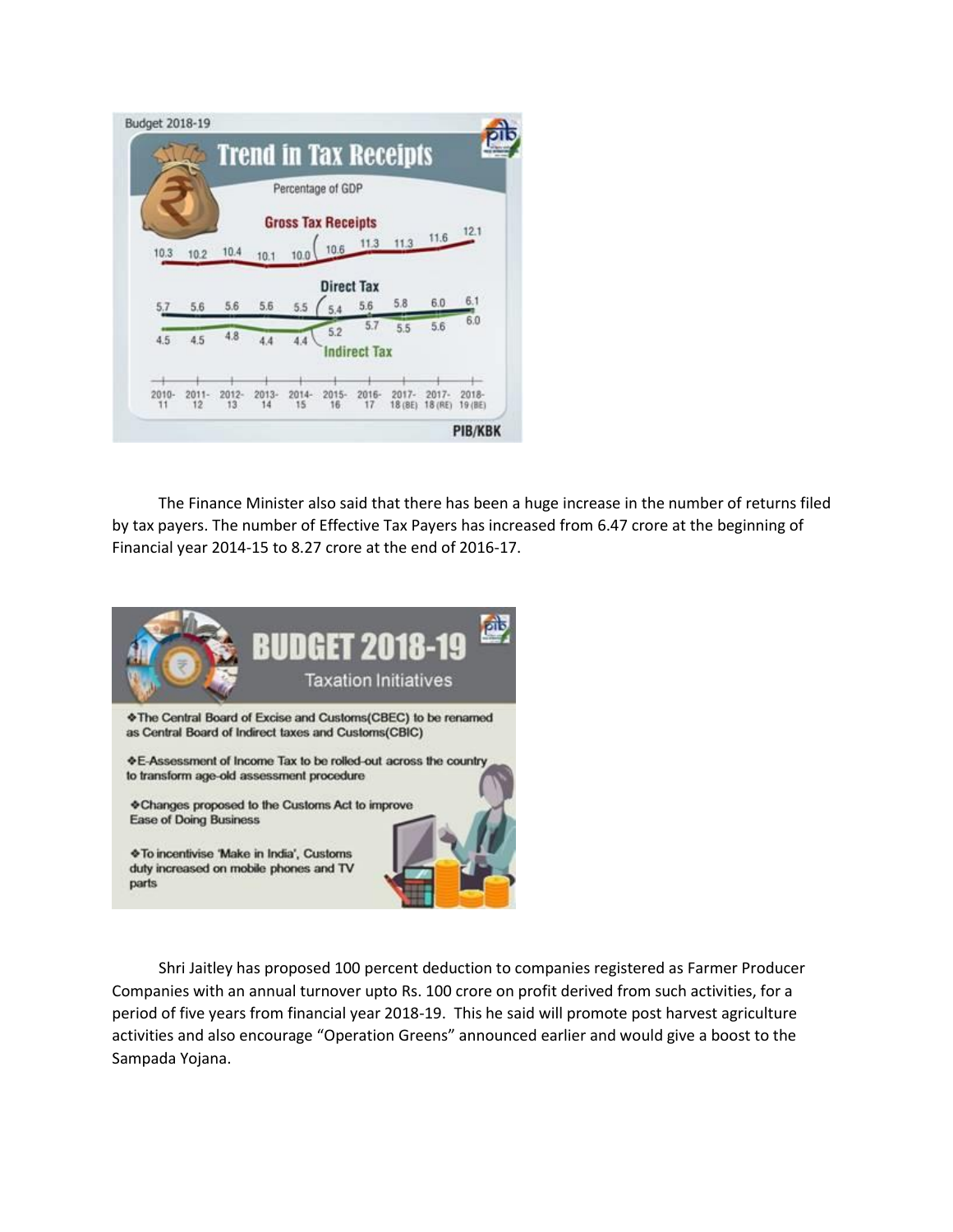**Budget 2018-19**

**Trend in Tax Receipts**

Percentage of GDP

| | 2010-11 | 2011-12 | 2012-13 | 2013-14 | 2014-15 | 2015-16 | 2016-17 | 2017-18 (BE) | 2017-18 (RE) | 2018-19 (BE) |
|---|---|---|---|---|---|---|---|---|---|---|
| Gross Tax Receipts | 10.3 | 10.2 | 10.4 | 10.1 | 10.0 | 10.6 | 11.3 | 11.3 | 11.6 | 12.1 |
| Direct Tax | 5.7 | 5.6 | 5.6 | 5.6 | 5.5 | 5.4 | 5.6 | 5.8 | 6.0 | 6.1 |
| Indirect Tax | 4.5 | 4.5 | 4.8 | 4.4 | 4.4 | 5.2 | 5.7 | 5.5 | 5.6 | 6.0 |

PIB/KBK

The Finance Minister also said that there has been a huge increase in the number of returns filed by tax payers. The number of Effective Tax Payers has increased from 6.47 crore at the beginning of Financial year 2014-15 to 8.27 crore at the end of 2016-17.

**BUDGET 2018-19**

**Taxation Initiatives**

- The Central Board of Excise and Customs(CBEC) to be renamed as Central Board of Indirect taxes and Customs(CBIC)
- E-Assessment of Income Tax to be rolled-out across the country to transform age-old assessment procedure
- Changes proposed to the Customs Act to improve Ease of Doing Business
- To incentivise 'Make in India', Customs duty increased on mobile phones and TV parts

Shri Jaitley has proposed 100 percent deduction to companies registered as Farmer Producer Companies with an annual turnover upto Rs. 100 crore on profit derived from such activities, for a period of five years from financial year 2018-19. This he said will promote post harvest agriculture activities and also encourage "Operation Greens" announced earlier and would give a boost to the Sampada Yojana.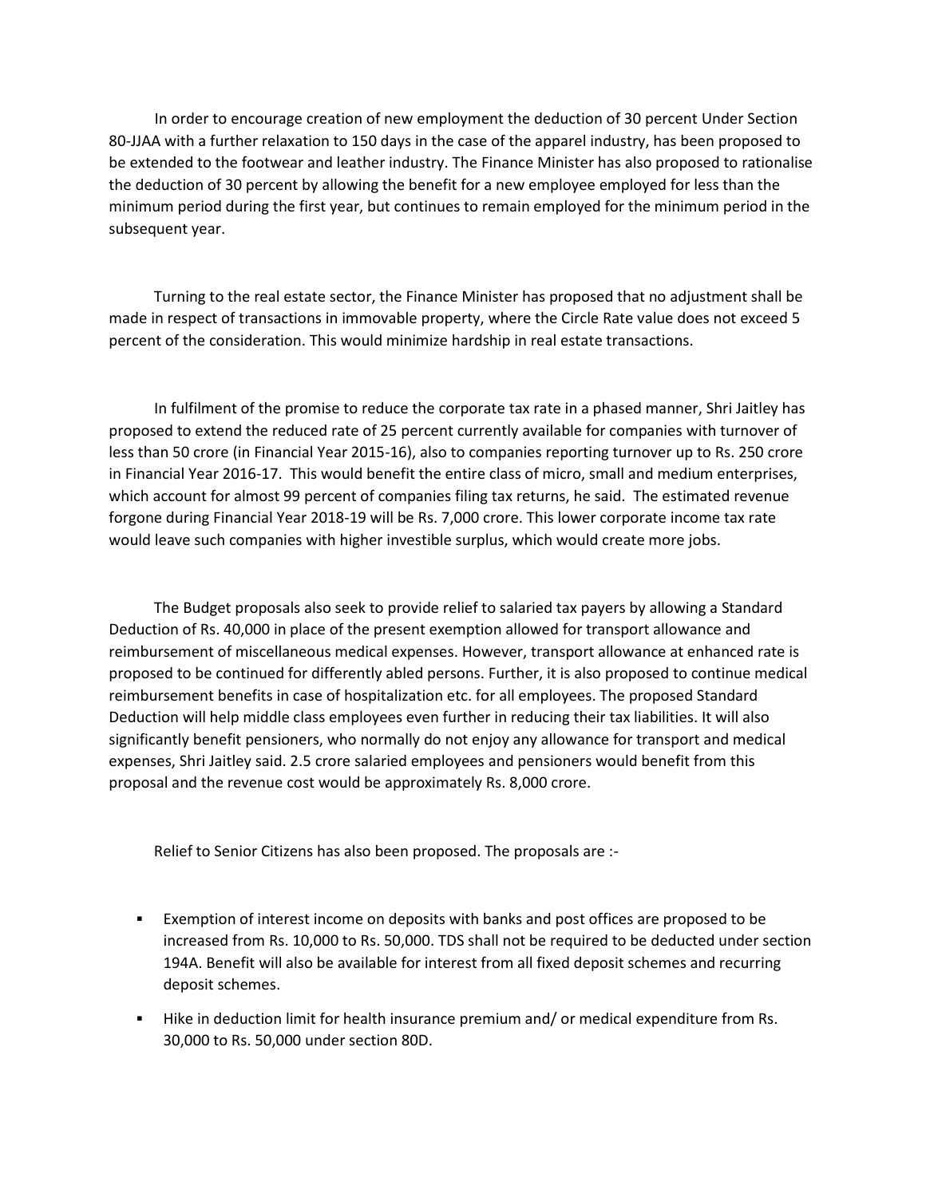In order to encourage creation of new employment the deduction of 30 percent Under Section 80-JJAA with a further relaxation to 150 days in the case of the apparel industry, has been proposed to be extended to the footwear and leather industry. The Finance Minister has also proposed to rationalise the deduction of 30 percent by allowing the benefit for a new employee employed for less than the minimum period during the first year, but continues to remain employed for the minimum period in the subsequent year.

Turning to the real estate sector, the Finance Minister has proposed that no adjustment shall be made in respect of transactions in immovable property, where the Circle Rate value does not exceed 5 percent of the consideration. This would minimize hardship in real estate transactions.

In fulfilment of the promise to reduce the corporate tax rate in a phased manner, Shri Jaitley has proposed to extend the reduced rate of 25 percent currently available for companies with turnover of less than 50 crore (in Financial Year 2015-16), also to companies reporting turnover up to Rs. 250 crore in Financial Year 2016-17. This would benefit the entire class of micro, small and medium enterprises, which account for almost 99 percent of companies filing tax returns, he said. The estimated revenue forgone during Financial Year 2018-19 will be Rs. 7,000 crore. This lower corporate income tax rate would leave such companies with higher investible surplus, which would create more jobs.

The Budget proposals also seek to provide relief to salaried tax payers by allowing a Standard Deduction of Rs. 40,000 in place of the present exemption allowed for transport allowance and reimbursement of miscellaneous medical expenses. However, transport allowance at enhanced rate is proposed to be continued for differently abled persons. Further, it is also proposed to continue medical reimbursement benefits in case of hospitalization etc. for all employees. The proposed Standard Deduction will help middle class employees even further in reducing their tax liabilities. It will also significantly benefit pensioners, who normally do not enjoy any allowance for transport and medical expenses, Shri Jaitley said. 2.5 crore salaried employees and pensioners would benefit from this proposal and the revenue cost would be approximately Rs. 8,000 crore.

Relief to Senior Citizens has also been proposed. The proposals are :-

- Exemption of interest income on deposits with banks and post offices are proposed to be increased from Rs. 10,000 to Rs. 50,000. TDS shall not be required to be deducted under section 194A. Benefit will also be available for interest from all fixed deposit schemes and recurring deposit schemes.
- Hike in deduction limit for health insurance premium and/ or medical expenditure from Rs. 30,000 to Rs. 50,000 under section 80D.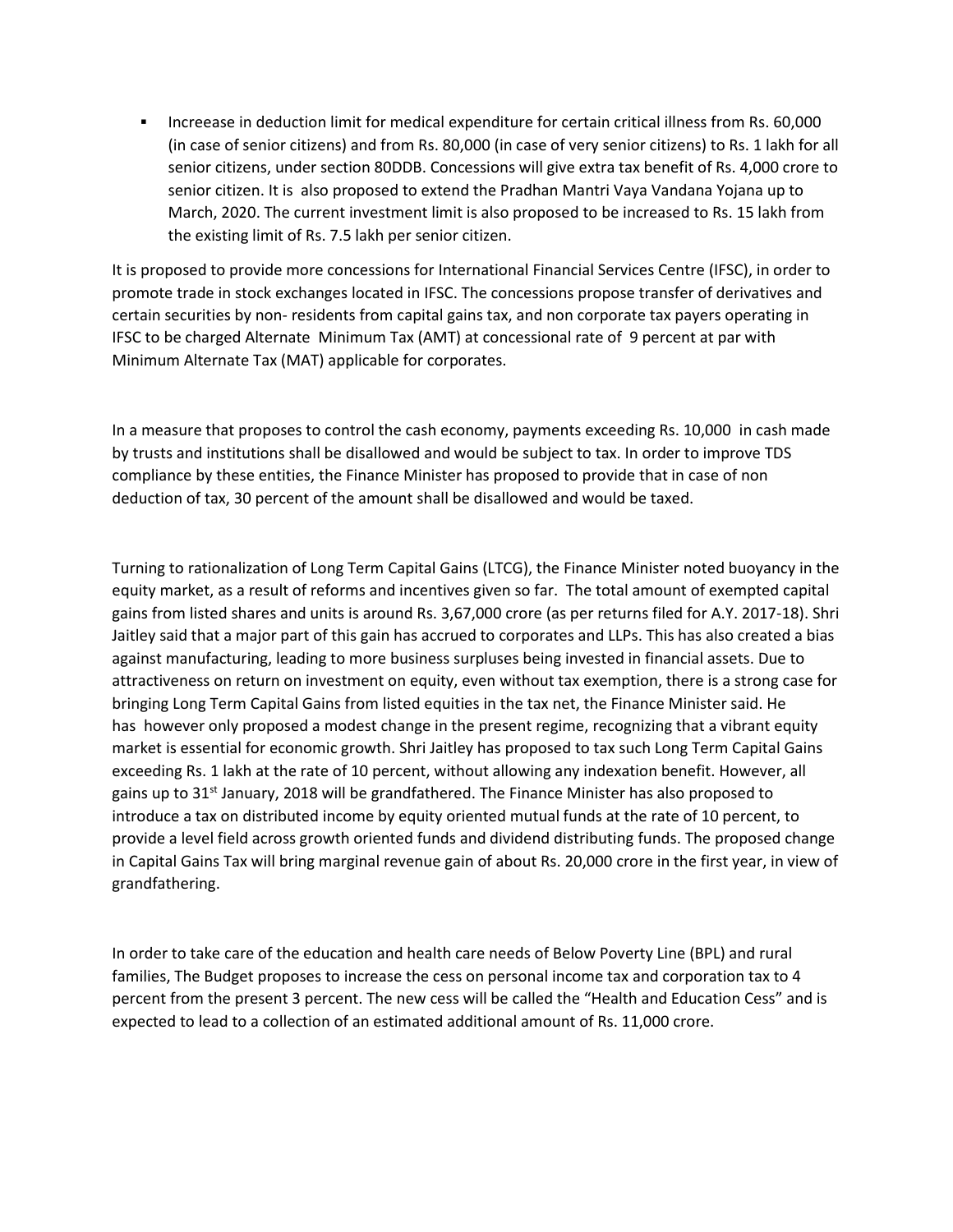- Increease in deduction limit for medical expenditure for certain critical illness from Rs. 60,000 (in case of senior citizens) and from Rs. 80,000 (in case of very senior citizens) to Rs. 1 lakh for all senior citizens, under section 80DDB. Concessions will give extra tax benefit of Rs. 4,000 crore to senior citizen. It is also proposed to extend the Pradhan Mantri Vaya Vandana Yojana up to March, 2020. The current investment limit is also proposed to be increased to Rs. 15 lakh from the existing limit of Rs. 7.5 lakh per senior citizen.

It is proposed to provide more concessions for International Financial Services Centre (IFSC), in order to promote trade in stock exchanges located in IFSC. The concessions propose transfer of derivatives and certain securities by non- residents from capital gains tax, and non corporate tax payers operating in IFSC to be charged Alternate Minimum Tax (AMT) at concessional rate of 9 percent at par with Minimum Alternate Tax (MAT) applicable for corporates.

In a measure that proposes to control the cash economy, payments exceeding Rs. 10,000 in cash made by trusts and institutions shall be disallowed and would be subject to tax. In order to improve TDS compliance by these entities, the Finance Minister has proposed to provide that in case of non deduction of tax, 30 percent of the amount shall be disallowed and would be taxed.

Turning to rationalization of Long Term Capital Gains (LTCG), the Finance Minister noted buoyancy in the equity market, as a result of reforms and incentives given so far. The total amount of exempted capital gains from listed shares and units is around Rs. 3,67,000 crore (as per returns filed for A.Y. 2017-18). Shri Jaitley said that a major part of this gain has accrued to corporates and LLPs. This has also created a bias against manufacturing, leading to more business surpluses being invested in financial assets. Due to attractiveness on return on investment on equity, even without tax exemption, there is a strong case for bringing Long Term Capital Gains from listed equities in the tax net, the Finance Minister said. He has however only proposed a modest change in the present regime, recognizing that a vibrant equity market is essential for economic growth. Shri Jaitley has proposed to tax such Long Term Capital Gains exceeding Rs. 1 lakh at the rate of 10 percent, without allowing any indexation benefit. However, all gains up to 31st January, 2018 will be grandfathered. The Finance Minister has also proposed to introduce a tax on distributed income by equity oriented mutual funds at the rate of 10 percent, to provide a level field across growth oriented funds and dividend distributing funds. The proposed change in Capital Gains Tax will bring marginal revenue gain of about Rs. 20,000 crore in the first year, in view of grandfathering.

In order to take care of the education and health care needs of Below Poverty Line (BPL) and rural families, The Budget proposes to increase the cess on personal income tax and corporation tax to 4 percent from the present 3 percent. The new cess will be called the "Health and Education Cess" and is expected to lead to a collection of an estimated additional amount of Rs. 11,000 crore.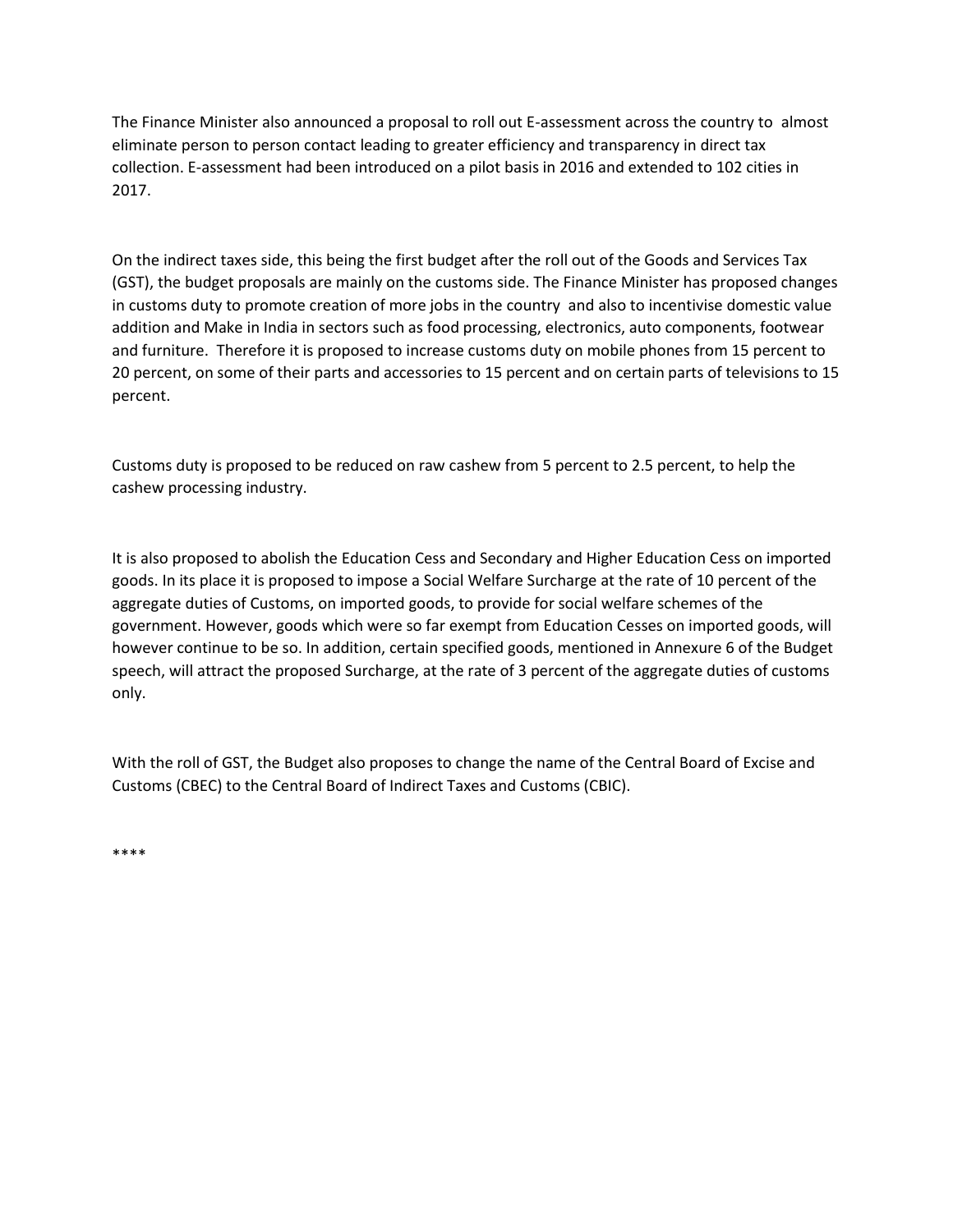The Finance Minister also announced a proposal to roll out E-assessment across the country to almost eliminate person to person contact leading to greater efficiency and transparency in direct tax collection. E-assessment had been introduced on a pilot basis in 2016 and extended to 102 cities in 2017.

On the indirect taxes side, this being the first budget after the roll out of the Goods and Services Tax (GST), the budget proposals are mainly on the customs side. The Finance Minister has proposed changes in customs duty to promote creation of more jobs in the country and also to incentivise domestic value addition and Make in India in sectors such as food processing, electronics, auto components, footwear and furniture. Therefore it is proposed to increase customs duty on mobile phones from 15 percent to 20 percent, on some of their parts and accessories to 15 percent and on certain parts of televisions to 15 percent.

Customs duty is proposed to be reduced on raw cashew from 5 percent to 2.5 percent, to help the cashew processing industry.

It is also proposed to abolish the Education Cess and Secondary and Higher Education Cess on imported goods. In its place it is proposed to impose a Social Welfare Surcharge at the rate of 10 percent of the aggregate duties of Customs, on imported goods, to provide for social welfare schemes of the government. However, goods which were so far exempt from Education Cesses on imported goods, will however continue to be so. In addition, certain specified goods, mentioned in Annexure 6 of the Budget speech, will attract the proposed Surcharge, at the rate of 3 percent of the aggregate duties of customs only.

With the roll of GST, the Budget also proposes to change the name of the Central Board of Excise and Customs (CBEC) to the Central Board of Indirect Taxes and Customs (CBIC).

****